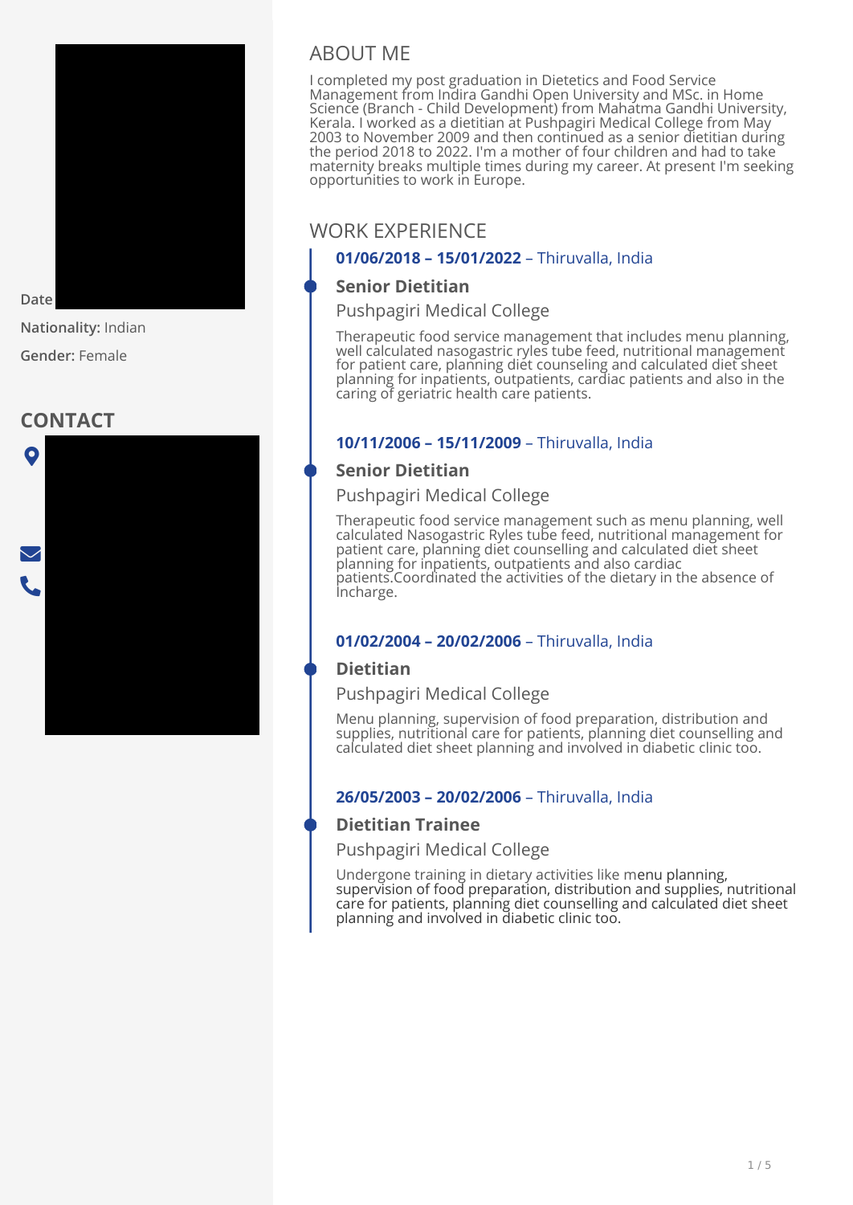Date

**Nationality:** Indian

**Gender:** Female

## CONTACT

## ABOUT ME

I completed my post graduation in Dietetics and Food Service Management from Indira Gandhi Open University and MSc. in Home Science (Branch - Child Development) from Mahatma Gandhi University, Kerala. I worked as a dietitian at Pushpagiri Medical College from May 2003 to November 2009 and then continued as a senior dietitian during the period 2018 to 2022. I'm a mother of four children and had to take maternity breaks multiple times during my career. At present I'm seeking opportunities to work in Europe.

## WORK EXPERIENCE

**01/06/2018 – 15/01/2022** – Thiruvalla, India

### Senior Dietitian

Pushpagiri Medical College

Therapeutic food service management that includes menu planning, well calculated nasogastric ryles tube feed, nutritional management for patient care, planning diet counseling and calculated diet sheet planning for inpatients, outpatients, cardiac patients and also in the caring of geriatric health care patients.

**10/11/2006 – 15/11/2009** – Thiruvalla, India

### Senior Dietitian

Pushpagiri Medical College

Therapeutic food service management such as menu planning, well calculated Nasogastric Ryles tube feed, nutritional management for patient care, planning diet counselling and calculated diet sheet planning for inpatients, outpatients and also cardiac patients.Coordinated the activities of the dietary in the absence of Incharge.

**01/02/2004 – 20/02/2006** – Thiruvalla, India

### Dietitian

Pushpagiri Medical College

Menu planning, supervision of food preparation, distribution and supplies, nutritional care for patients, planning diet counselling and calculated diet sheet planning and involved in diabetic clinic too.

**26/05/2003 – 20/02/2006** – Thiruvalla, India

### Dietitian Trainee

Pushpagiri Medical College

Undergone training in dietary activities like menu planning, supervision of food preparation, distribution and supplies, nutritional care for patients, planning diet counselling and calculated diet sheet planning and involved in diabetic clinic too.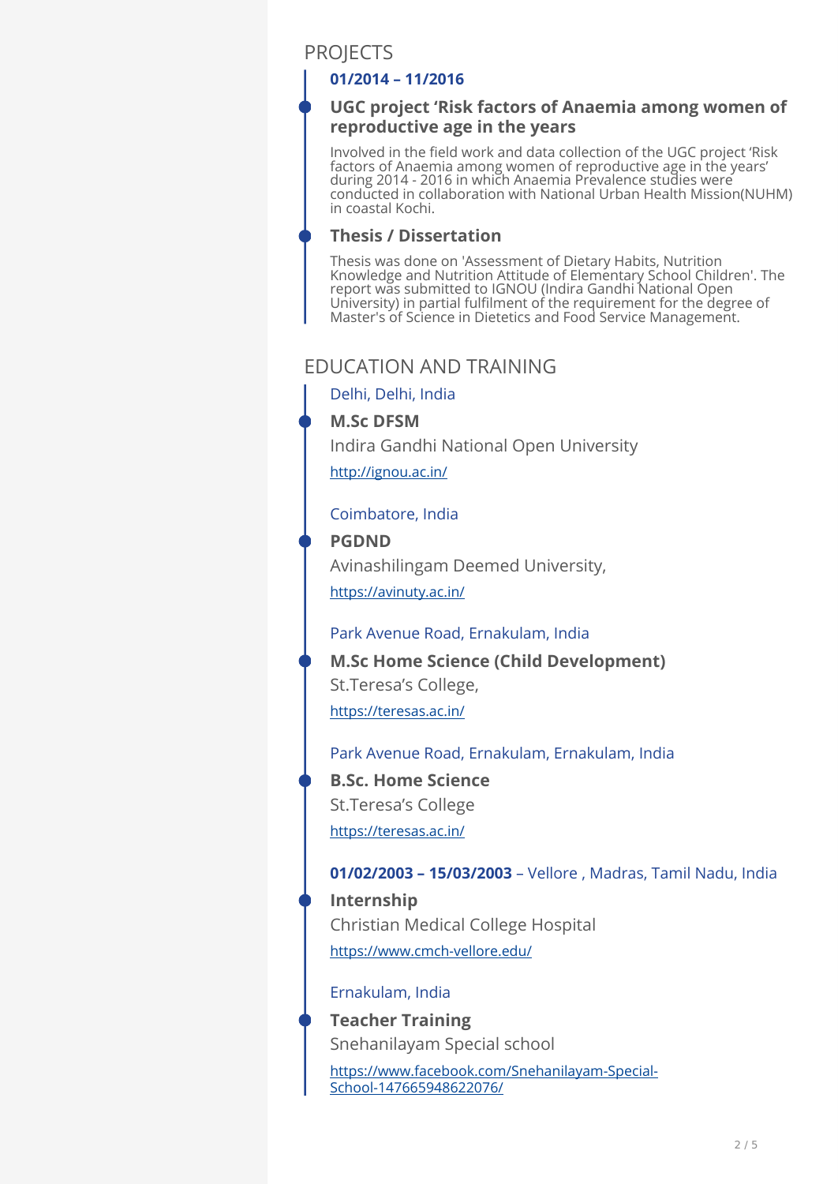## PROJECTS

**01/2014 – 11/2016**

### UGC project ‘Risk factors of Anaemia among women of reproductive age in the years

Involved in the field work and data collection of the UGC project ‘Risk factors of Anaemia among women of reproductive age in the years’ during 2014 - 2016 in which Anaemia Prevalence studies were conducted in collaboration with National Urban Health Mission(NUHM) in coastal Kochi.

### Thesis / Dissertation

Thesis was done on 'Assessment of Dietary Habits, Nutrition Knowledge and Nutrition Attitude of Elementary School Children'. The report was submitted to IGNOU (Indira Gandhi National Open University) in partial fulfilment of the requirement for the degree of Master's of Science in Dietetics and Food Service Management.

## EDUCATION AND TRAINING

Delhi, Delhi, India

**M.Sc DFSM**

Indira Gandhi National Open University

http://ignou.ac.in/

Coimbatore, India

**PGDND**

Avinashilingam Deemed University,

https://avinuty.ac.in/

Park Avenue Road, Ernakulam, India

**M.Sc Home Science (Child Development)**

St.Teresa’s College,

https://teresas.ac.in/

Park Avenue Road, Ernakulam, Ernakulam, India

**B.Sc. Home Science**

St.Teresa’s College

https://teresas.ac.in/

**01/02/2003 – 15/03/2003** – Vellore , Madras, Tamil Nadu, India

**Internship**

Christian Medical College Hospital

https://www.cmch-vellore.edu/

Ernakulam, India

**Teacher Training**

Snehanilayam Special school

https://www.facebook.com/Snehanilayam-Special-School-147665948622076/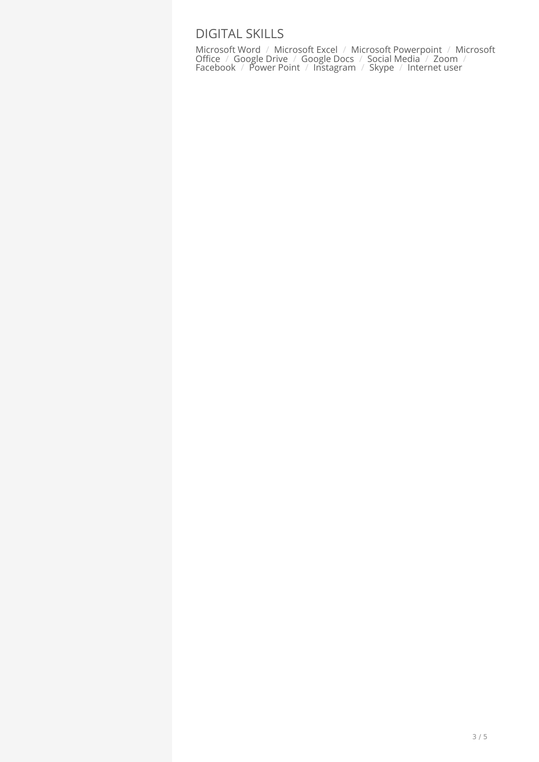## DIGITAL SKILLS

Microsoft Word / Microsoft Excel / Microsoft Powerpoint / Microsoft Office / Google Drive / Google Docs / Social Media / Zoom / Facebook / Power Point / Instagram / Skype / Internet user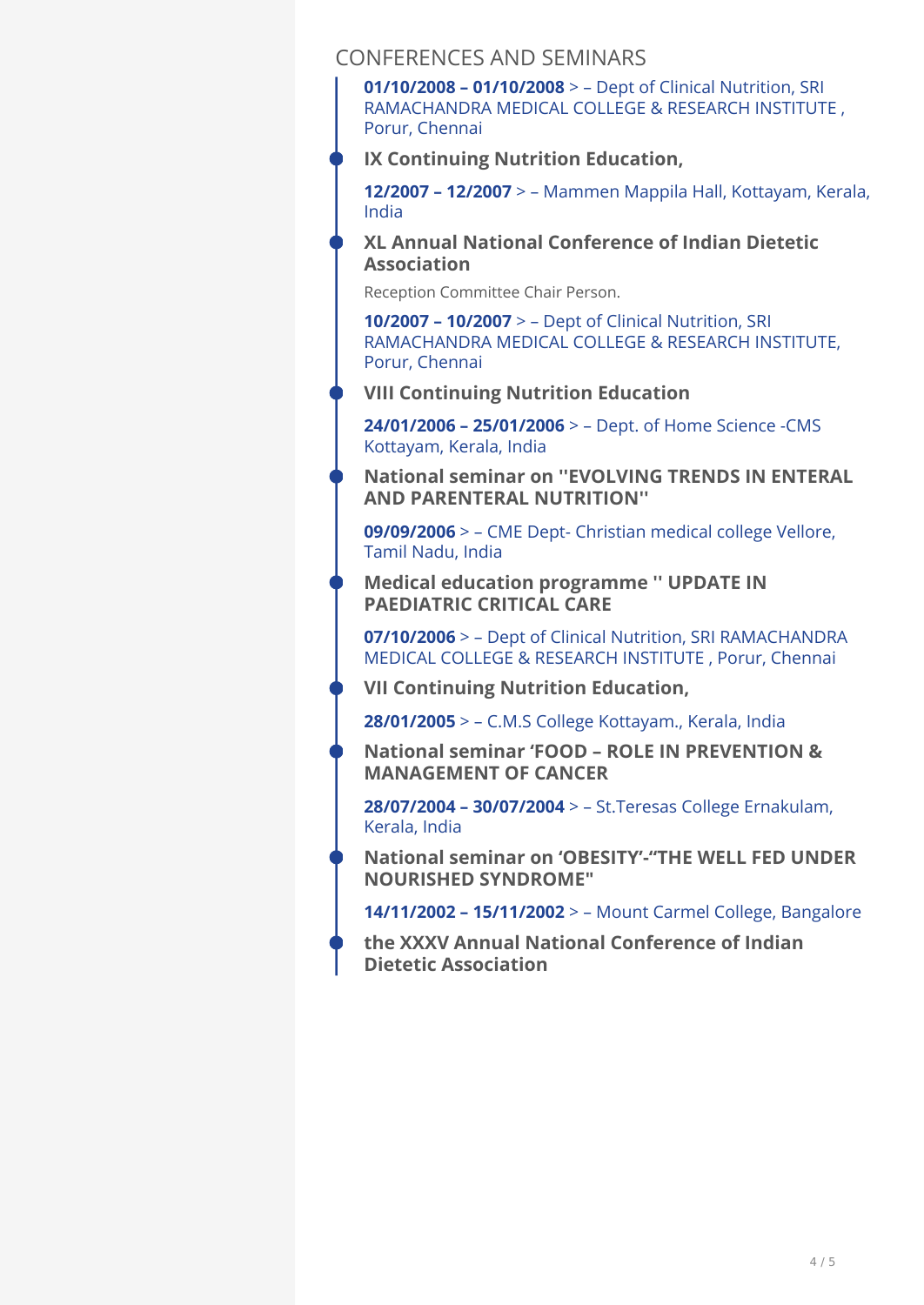## CONFERENCES AND SEMINARS

**01/10/2008 – 01/10/2008** > – Dept of Clinical Nutrition, SRI RAMACHANDRA MEDICAL COLLEGE & RESEARCH INSTITUTE , Porur, Chennai

**IX Continuing Nutrition Education,**

**12/2007 – 12/2007** > – Mammen Mappila Hall, Kottayam, Kerala, India

**XL Annual National Conference of Indian Dietetic Association**

Reception Committee Chair Person.

**10/2007 – 10/2007** > – Dept of Clinical Nutrition, SRI RAMACHANDRA MEDICAL COLLEGE & RESEARCH INSTITUTE, Porur, Chennai

**VIII Continuing Nutrition Education**

**24/01/2006 – 25/01/2006** > – Dept. of Home Science -CMS Kottayam, Kerala, India

**National seminar on "EVOLVING TRENDS IN ENTERAL AND PARENTERAL NUTRITION"**

**09/09/2006** > – CME Dept- Christian medical college Vellore, Tamil Nadu, India

**Medical education programme " UPDATE IN PAEDIATRIC CRITICAL CARE**

**07/10/2006** > – Dept of Clinical Nutrition, SRI RAMACHANDRA MEDICAL COLLEGE & RESEARCH INSTITUTE , Porur, Chennai

**VII Continuing Nutrition Education,**

**28/01/2005** > – C.M.S College Kottayam., Kerala, India

**National seminar 'FOOD – ROLE IN PREVENTION & MANAGEMENT OF CANCER**

**28/07/2004 – 30/07/2004** > – St.Teresas College Ernakulam, Kerala, India

**National seminar on 'OBESITY'-"THE WELL FED UNDER NOURISHED SYNDROME"**

**14/11/2002 – 15/11/2002** > – Mount Carmel College, Bangalore

**the XXXV Annual National Conference of Indian Dietetic Association**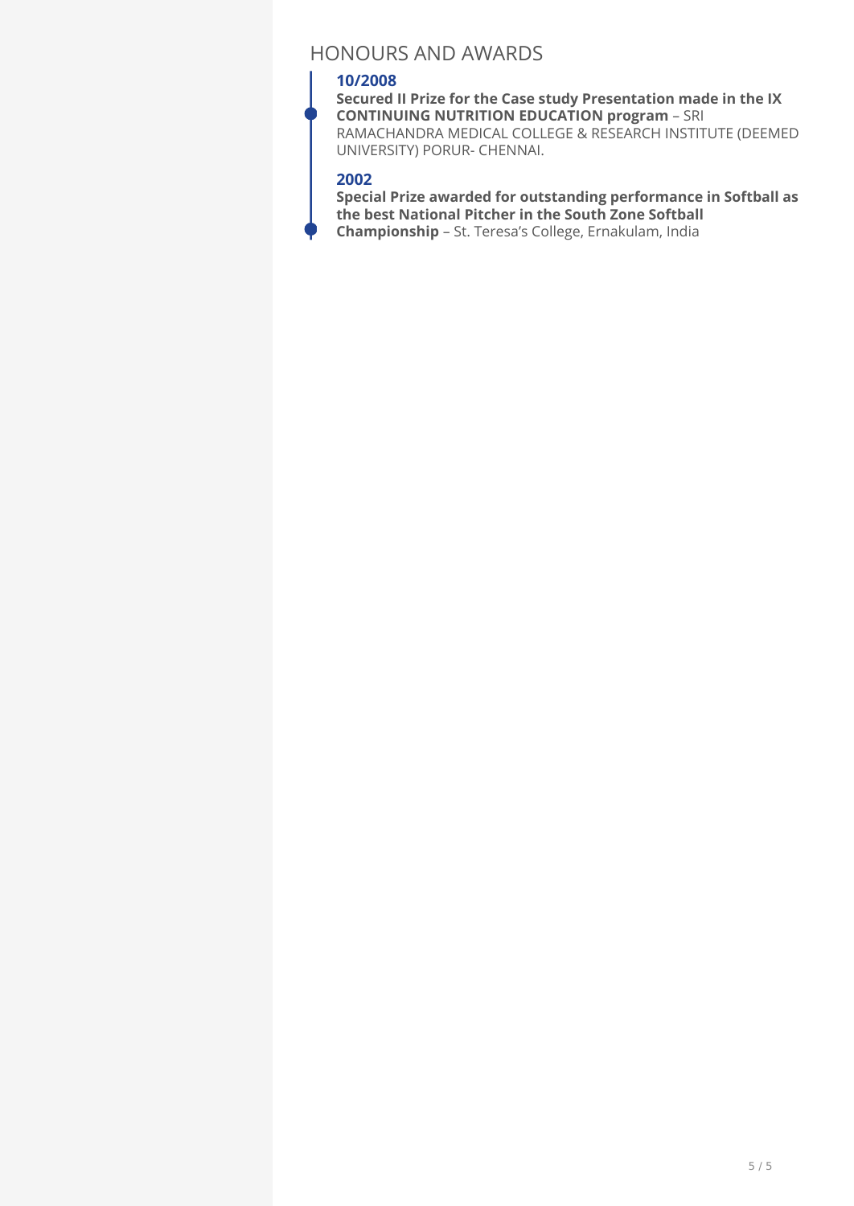## HONOURS AND AWARDS

### 10/2008

**Secured II Prize for the Case study Presentation made in the IX CONTINUING NUTRITION EDUCATION program** – SRI RAMACHANDRA MEDICAL COLLEGE & RESEARCH INSTITUTE (DEEMED UNIVERSITY) PORUR- CHENNAI.

### 2002

**Special Prize awarded for outstanding performance in Softball as the best National Pitcher in the South Zone Softball Championship** – St. Teresa's College, Ernakulam, India